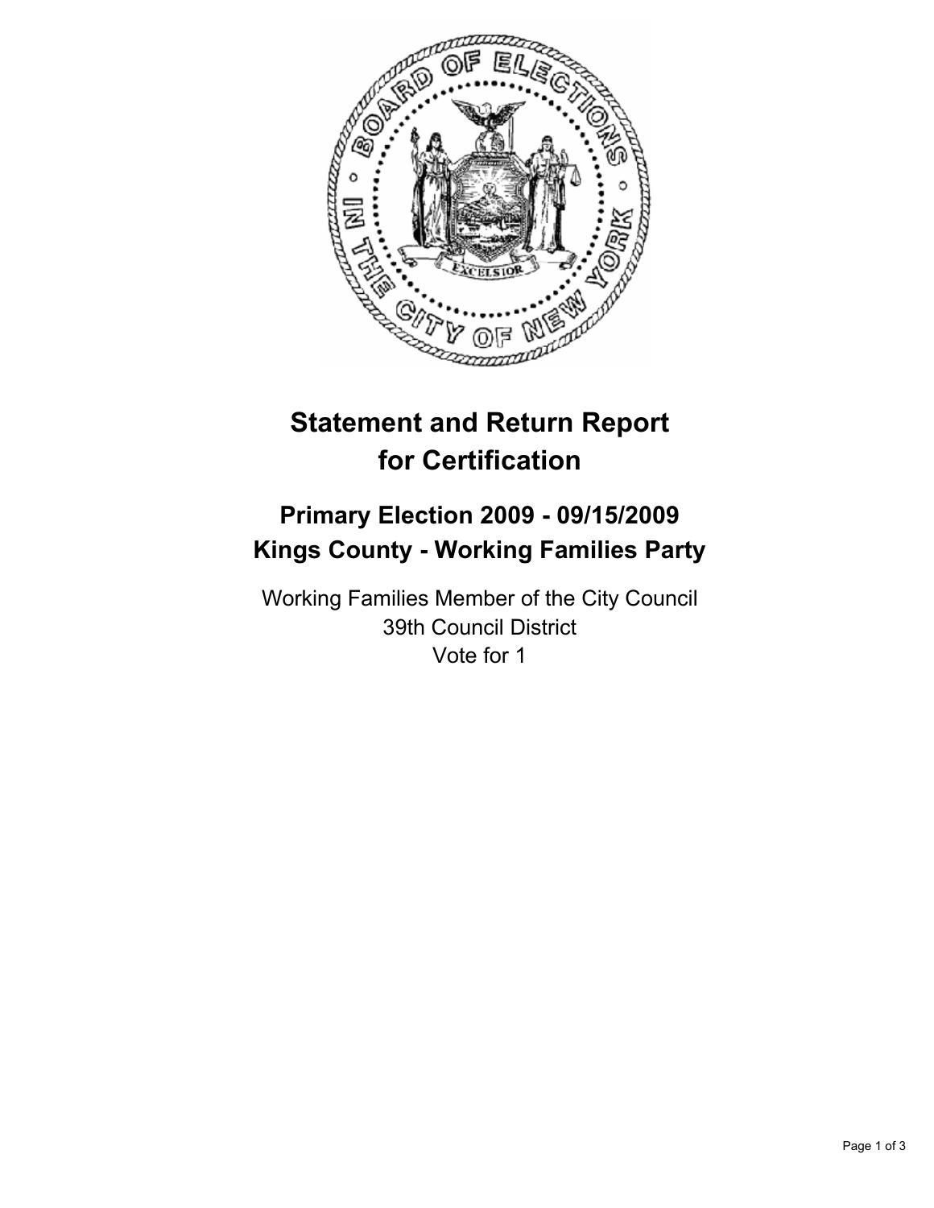# Statement and Return Report for Certification

## Primary Election 2009 - 09/15/2009
## Kings County - Working Families Party

Working Families Member of the City Council
39th Council District
Vote for 1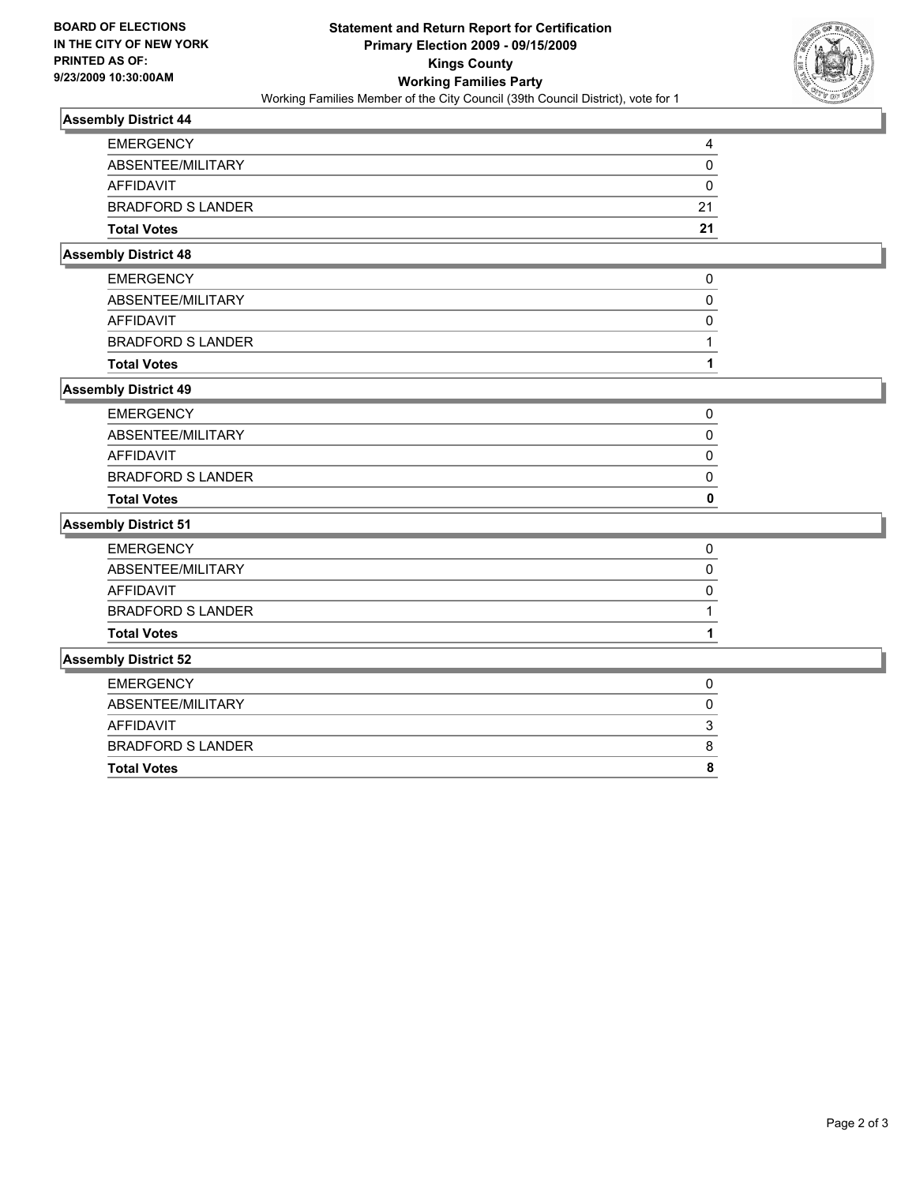**BOARD OF ELECTIONS IN THE CITY OF NEW YORK PRINTED AS OF: 9/23/2009 10:30:00AM**

# Statement and Return Report for Certification
## Primary Election 2009 - 09/15/2009
## Kings County
## Working Families Party

Working Families Member of the City Council (39th Council District), vote for 1

### Assembly District 44

| | |
|---|---|
| EMERGENCY | 4 |
| ABSENTEE/MILITARY | 0 |
| AFFIDAVIT | 0 |
| BRADFORD S LANDER | 21 |
| **Total Votes** | **21** |

### Assembly District 48

| | |
|---|---|
| EMERGENCY | 0 |
| ABSENTEE/MILITARY | 0 |
| AFFIDAVIT | 0 |
| BRADFORD S LANDER | 1 |
| **Total Votes** | **1** |

### Assembly District 49

| | |
|---|---|
| EMERGENCY | 0 |
| ABSENTEE/MILITARY | 0 |
| AFFIDAVIT | 0 |
| BRADFORD S LANDER | 0 |
| **Total Votes** | **0** |

### Assembly District 51

| | |
|---|---|
| EMERGENCY | 0 |
| ABSENTEE/MILITARY | 0 |
| AFFIDAVIT | 0 |
| BRADFORD S LANDER | 1 |
| **Total Votes** | **1** |

### Assembly District 52

| | |
|---|---|
| EMERGENCY | 0 |
| ABSENTEE/MILITARY | 0 |
| AFFIDAVIT | 3 |
| BRADFORD S LANDER | 8 |
| **Total Votes** | **8** |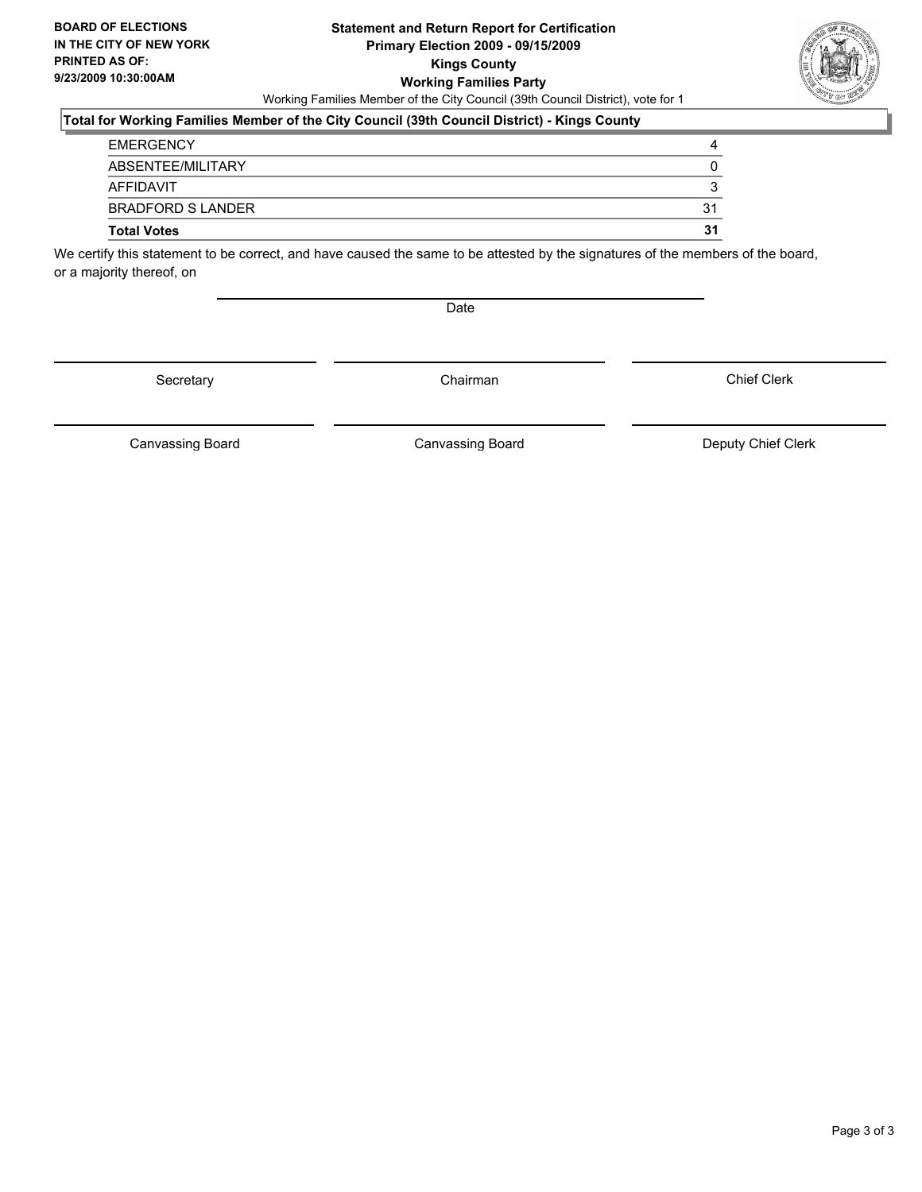**BOARD OF ELECTIONS IN THE CITY OF NEW YORK PRINTED AS OF: 9/23/2009 10:30:00AM**

**Statement and Return Report for Certification**
**Primary Election 2009 - 09/15/2009**
**Kings County**
**Working Families Party**

Working Families Member of the City Council (39th Council District), vote for 1

**Total for Working Families Member of the City Council (39th Council District) - Kings County**

| | |
|---|---|
| EMERGENCY | 4 |
| ABSENTEE/MILITARY | 0 |
| AFFIDAVIT | 3 |
| BRADFORD S LANDER | 31 |
| **Total Votes** | **31** |

We certify this statement to be correct, and have caused the same to be attested by the signatures of the members of the board, or a majority thereof, on

Date

Secretary

Chairman

Chief Clerk

Canvassing Board

Canvassing Board

Deputy Chief Clerk